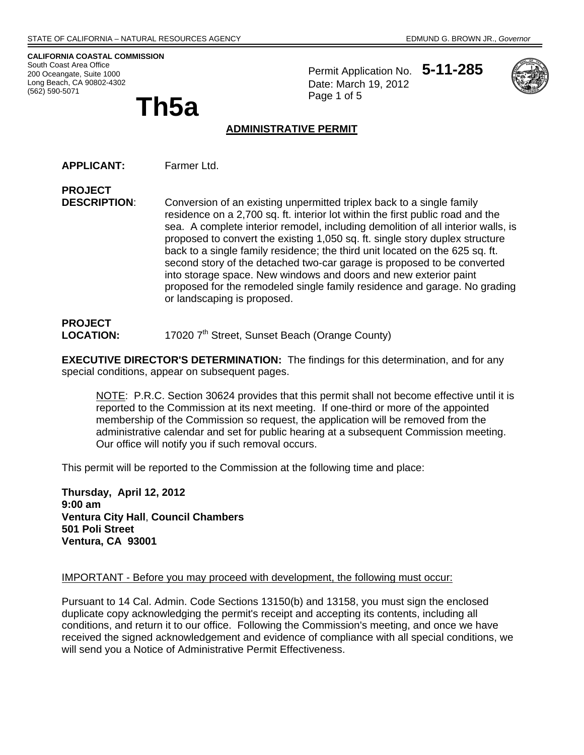STATE OF CALIFORNIA – NATURAL RESOURCES AGENCY EDMUND G. BROWN JR., *Governor*

**CALIFORNIA COASTAL COMMISSION**
South Coast Area Office
200 Oceangate, Suite 1000
Long Beach, CA 90802-4302
(562) 590-5071

# Th5a

Permit Application No. **5-11-285**
Date: March 19, 2012

## ADMINISTRATIVE PERMIT

**APPLICANT:** Farmer Ltd.

**PROJECT DESCRIPTION**: Conversion of an existing unpermitted triplex back to a single family residence on a 2,700 sq. ft. interior lot within the first public road and the sea. A complete interior remodel, including demolition of all interior walls, is proposed to convert the existing 1,050 sq. ft. single story duplex structure back to a single family residence; the third unit located on the 625 sq. ft. second story of the detached two-car garage is proposed to be converted into storage space. New windows and doors and new exterior paint proposed for the remodeled single family residence and garage. No grading or landscaping is proposed.

**PROJECT LOCATION:** 17020 7th Street, Sunset Beach (Orange County)

**EXECUTIVE DIRECTOR'S DETERMINATION:** The findings for this determination, and for any special conditions, appear on subsequent pages.

> NOTE: P.R.C. Section 30624 provides that this permit shall not become effective until it is reported to the Commission at its next meeting. If one-third or more of the appointed membership of the Commission so request, the application will be removed from the administrative calendar and set for public hearing at a subsequent Commission meeting. Our office will notify you if such removal occurs.

This permit will be reported to the Commission at the following time and place:

**Thursday, April 12, 2012**
**9:00 am**
**Ventura City Hall, Council Chambers**
**501 Poli Street**
**Ventura, CA 93001**

IMPORTANT - Before you may proceed with development, the following must occur:

Pursuant to 14 Cal. Admin. Code Sections 13150(b) and 13158, you must sign the enclosed duplicate copy acknowledging the permit's receipt and accepting its contents, including all conditions, and return it to our office. Following the Commission's meeting, and once we have received the signed acknowledgement and evidence of compliance with all special conditions, we will send you a Notice of Administrative Permit Effectiveness.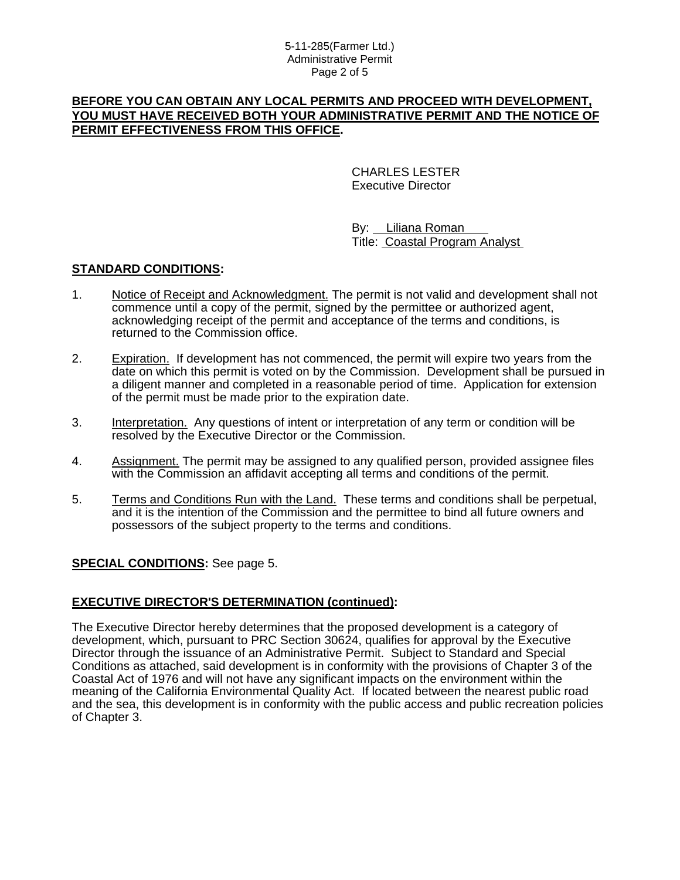**BEFORE YOU CAN OBTAIN ANY LOCAL PERMITS AND PROCEED WITH DEVELOPMENT, YOU MUST HAVE RECEIVED BOTH YOUR ADMINISTRATIVE PERMIT AND THE NOTICE OF PERMIT EFFECTIVENESS FROM THIS OFFICE.**

CHARLES LESTER
Executive Director

By: Liliana Roman
Title: Coastal Program Analyst

## STANDARD CONDITIONS:

1. Notice of Receipt and Acknowledgment. The permit is not valid and development shall not commence until a copy of the permit, signed by the permittee or authorized agent, acknowledging receipt of the permit and acceptance of the terms and conditions, is returned to the Commission office.

2. Expiration. If development has not commenced, the permit will expire two years from the date on which this permit is voted on by the Commission. Development shall be pursued in a diligent manner and completed in a reasonable period of time. Application for extension of the permit must be made prior to the expiration date.

3. Interpretation. Any questions of intent or interpretation of any term or condition will be resolved by the Executive Director or the Commission.

4. Assignment. The permit may be assigned to any qualified person, provided assignee files with the Commission an affidavit accepting all terms and conditions of the permit.

5. Terms and Conditions Run with the Land. These terms and conditions shall be perpetual, and it is the intention of the Commission and the permittee to bind all future owners and possessors of the subject property to the terms and conditions.

**SPECIAL CONDITIONS:** See page 5.

## EXECUTIVE DIRECTOR'S DETERMINATION (continued):

The Executive Director hereby determines that the proposed development is a category of development, which, pursuant to PRC Section 30624, qualifies for approval by the Executive Director through the issuance of an Administrative Permit. Subject to Standard and Special Conditions as attached, said development is in conformity with the provisions of Chapter 3 of the Coastal Act of 1976 and will not have any significant impacts on the environment within the meaning of the California Environmental Quality Act. If located between the nearest public road and the sea, this development is in conformity with the public access and public recreation policies of Chapter 3.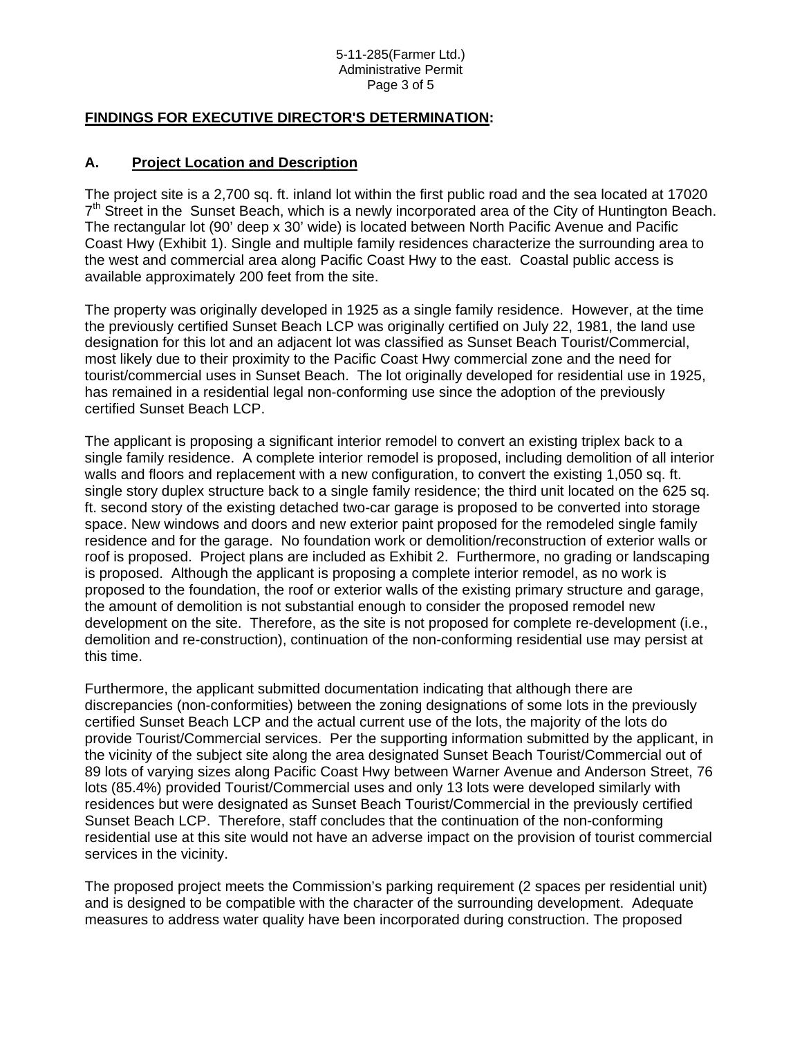## FINDINGS FOR EXECUTIVE DIRECTOR'S DETERMINATION:

### A. Project Location and Description

The project site is a 2,700 sq. ft. inland lot within the first public road and the sea located at 17020 7th Street in the Sunset Beach, which is a newly incorporated area of the City of Huntington Beach. The rectangular lot (90' deep x 30' wide) is located between North Pacific Avenue and Pacific Coast Hwy (Exhibit 1). Single and multiple family residences characterize the surrounding area to the west and commercial area along Pacific Coast Hwy to the east. Coastal public access is available approximately 200 feet from the site.

The property was originally developed in 1925 as a single family residence. However, at the time the previously certified Sunset Beach LCP was originally certified on July 22, 1981, the land use designation for this lot and an adjacent lot was classified as Sunset Beach Tourist/Commercial, most likely due to their proximity to the Pacific Coast Hwy commercial zone and the need for tourist/commercial uses in Sunset Beach. The lot originally developed for residential use in 1925, has remained in a residential legal non-conforming use since the adoption of the previously certified Sunset Beach LCP.

The applicant is proposing a significant interior remodel to convert an existing triplex back to a single family residence. A complete interior remodel is proposed, including demolition of all interior walls and floors and replacement with a new configuration, to convert the existing 1,050 sq. ft. single story duplex structure back to a single family residence; the third unit located on the 625 sq. ft. second story of the existing detached two-car garage is proposed to be converted into storage space. New windows and doors and new exterior paint proposed for the remodeled single family residence and for the garage. No foundation work or demolition/reconstruction of exterior walls or roof is proposed. Project plans are included as Exhibit 2. Furthermore, no grading or landscaping is proposed. Although the applicant is proposing a complete interior remodel, as no work is proposed to the foundation, the roof or exterior walls of the existing primary structure and garage, the amount of demolition is not substantial enough to consider the proposed remodel new development on the site. Therefore, as the site is not proposed for complete re-development (i.e., demolition and re-construction), continuation of the non-conforming residential use may persist at this time.

Furthermore, the applicant submitted documentation indicating that although there are discrepancies (non-conformities) between the zoning designations of some lots in the previously certified Sunset Beach LCP and the actual current use of the lots, the majority of the lots do provide Tourist/Commercial services. Per the supporting information submitted by the applicant, in the vicinity of the subject site along the area designated Sunset Beach Tourist/Commercial out of 89 lots of varying sizes along Pacific Coast Hwy between Warner Avenue and Anderson Street, 76 lots (85.4%) provided Tourist/Commercial uses and only 13 lots were developed similarly with residences but were designated as Sunset Beach Tourist/Commercial in the previously certified Sunset Beach LCP. Therefore, staff concludes that the continuation of the non-conforming residential use at this site would not have an adverse impact on the provision of tourist commercial services in the vicinity.

The proposed project meets the Commission's parking requirement (2 spaces per residential unit) and is designed to be compatible with the character of the surrounding development. Adequate measures to address water quality have been incorporated during construction. The proposed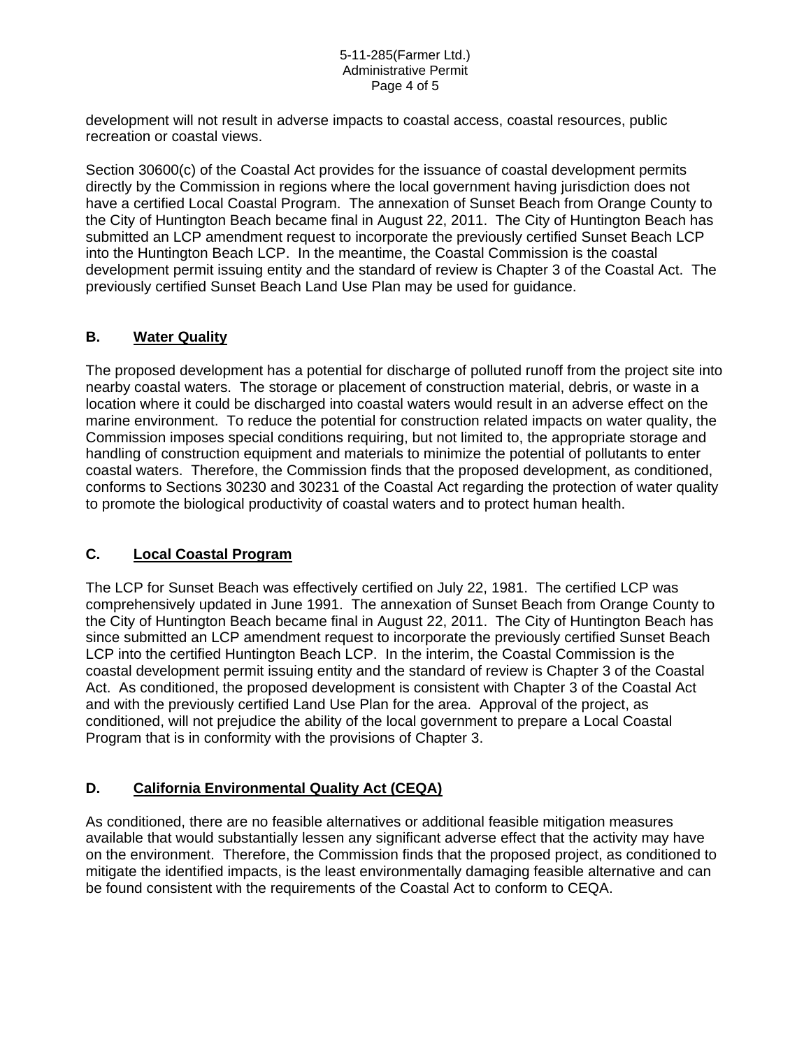development will not result in adverse impacts to coastal access, coastal resources, public recreation or coastal views.

Section 30600(c) of the Coastal Act provides for the issuance of coastal development permits directly by the Commission in regions where the local government having jurisdiction does not have a certified Local Coastal Program. The annexation of Sunset Beach from Orange County to the City of Huntington Beach became final in August 22, 2011. The City of Huntington Beach has submitted an LCP amendment request to incorporate the previously certified Sunset Beach LCP into the Huntington Beach LCP. In the meantime, the Coastal Commission is the coastal development permit issuing entity and the standard of review is Chapter 3 of the Coastal Act. The previously certified Sunset Beach Land Use Plan may be used for guidance.

## B. Water Quality

The proposed development has a potential for discharge of polluted runoff from the project site into nearby coastal waters. The storage or placement of construction material, debris, or waste in a location where it could be discharged into coastal waters would result in an adverse effect on the marine environment. To reduce the potential for construction related impacts on water quality, the Commission imposes special conditions requiring, but not limited to, the appropriate storage and handling of construction equipment and materials to minimize the potential of pollutants to enter coastal waters. Therefore, the Commission finds that the proposed development, as conditioned, conforms to Sections 30230 and 30231 of the Coastal Act regarding the protection of water quality to promote the biological productivity of coastal waters and to protect human health.

## C. Local Coastal Program

The LCP for Sunset Beach was effectively certified on July 22, 1981. The certified LCP was comprehensively updated in June 1991. The annexation of Sunset Beach from Orange County to the City of Huntington Beach became final in August 22, 2011. The City of Huntington Beach has since submitted an LCP amendment request to incorporate the previously certified Sunset Beach LCP into the certified Huntington Beach LCP. In the interim, the Coastal Commission is the coastal development permit issuing entity and the standard of review is Chapter 3 of the Coastal Act. As conditioned, the proposed development is consistent with Chapter 3 of the Coastal Act and with the previously certified Land Use Plan for the area. Approval of the project, as conditioned, will not prejudice the ability of the local government to prepare a Local Coastal Program that is in conformity with the provisions of Chapter 3.

## D. California Environmental Quality Act (CEQA)

As conditioned, there are no feasible alternatives or additional feasible mitigation measures available that would substantially lessen any significant adverse effect that the activity may have on the environment. Therefore, the Commission finds that the proposed project, as conditioned to mitigate the identified impacts, is the least environmentally damaging feasible alternative and can be found consistent with the requirements of the Coastal Act to conform to CEQA.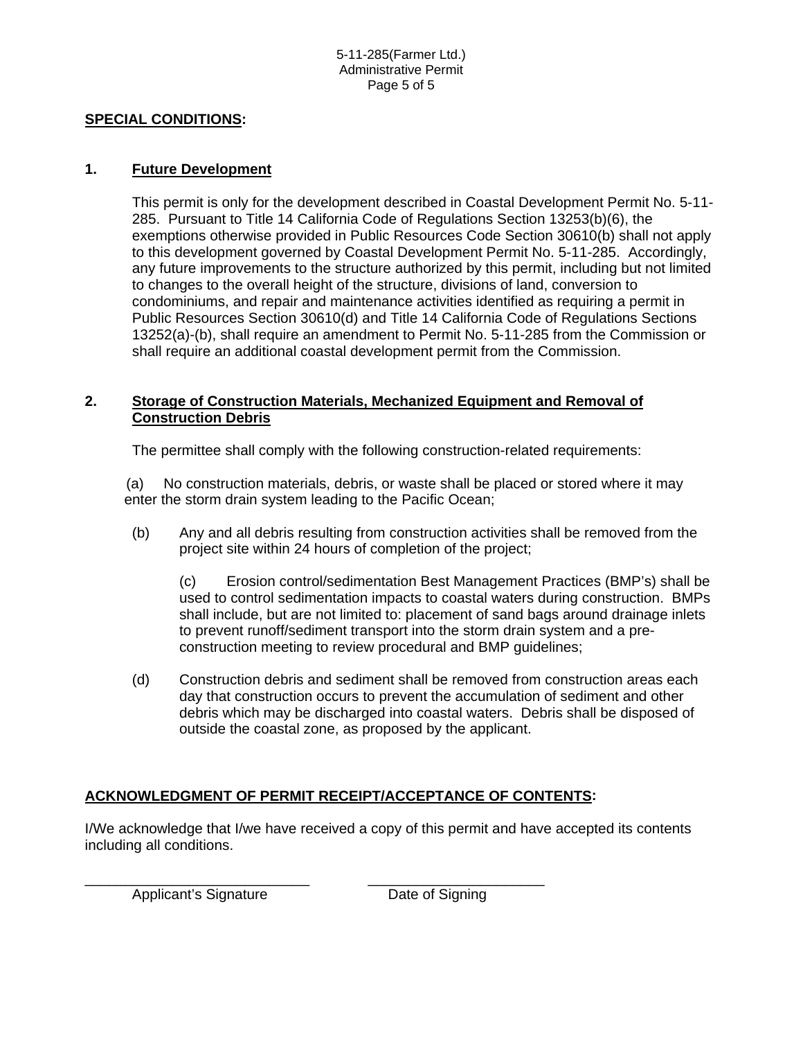**SPECIAL CONDITIONS:**

**1. Future Development**

This permit is only for the development described in Coastal Development Permit No. 5-11-285. Pursuant to Title 14 California Code of Regulations Section 13253(b)(6), the exemptions otherwise provided in Public Resources Code Section 30610(b) shall not apply to this development governed by Coastal Development Permit No. 5-11-285. Accordingly, any future improvements to the structure authorized by this permit, including but not limited to changes to the overall height of the structure, divisions of land, conversion to condominiums, and repair and maintenance activities identified as requiring a permit in Public Resources Section 30610(d) and Title 14 California Code of Regulations Sections 13252(a)-(b), shall require an amendment to Permit No. 5-11-285 from the Commission or shall require an additional coastal development permit from the Commission.

**2. Storage of Construction Materials, Mechanized Equipment and Removal of Construction Debris**

The permittee shall comply with the following construction-related requirements:

(a) No construction materials, debris, or waste shall be placed or stored where it may enter the storm drain system leading to the Pacific Ocean;

(b) Any and all debris resulting from construction activities shall be removed from the project site within 24 hours of completion of the project;

(c) Erosion control/sedimentation Best Management Practices (BMP's) shall be used to control sedimentation impacts to coastal waters during construction. BMPs shall include, but are not limited to: placement of sand bags around drainage inlets to prevent runoff/sediment transport into the storm drain system and a pre-construction meeting to review procedural and BMP guidelines;

(d) Construction debris and sediment shall be removed from construction areas each day that construction occurs to prevent the accumulation of sediment and other debris which may be discharged into coastal waters. Debris shall be disposed of outside the coastal zone, as proposed by the applicant.

**ACKNOWLEDGMENT OF PERMIT RECEIPT/ACCEPTANCE OF CONTENTS:**

I/We acknowledge that I/we have received a copy of this permit and have accepted its contents including all conditions.

_____________________________ &nbsp;&nbsp;&nbsp;&nbsp; _______________________

Applicant's Signature &nbsp;&nbsp;&nbsp;&nbsp; Date of Signing